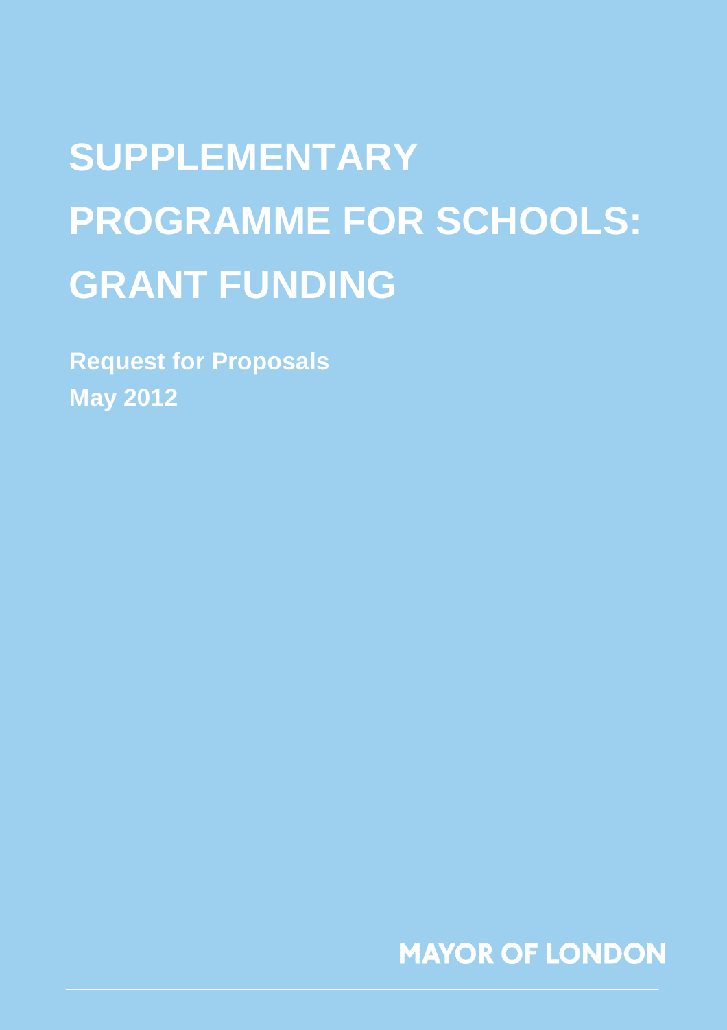# SUPPLEMENTARY PROGRAMME FOR SCHOOLS: GRANT FUNDING

**Request for Proposals**
**May 2012**

MAYOR OF LONDON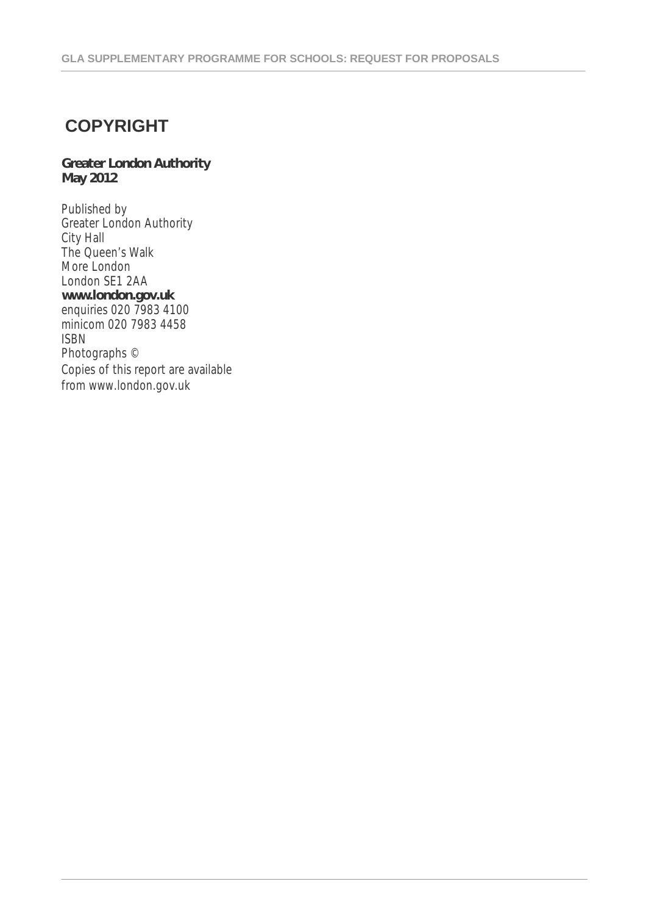# COPYRIGHT

**Greater London Authority**
**May 2012**

Published by
Greater London Authority
City Hall
The Queen's Walk
More London
London SE1 2AA
**www.london.gov.uk**
enquiries 020 7983 4100
minicom 020 7983 4458
ISBN
Photographs ©
Copies of this report are available
from www.london.gov.uk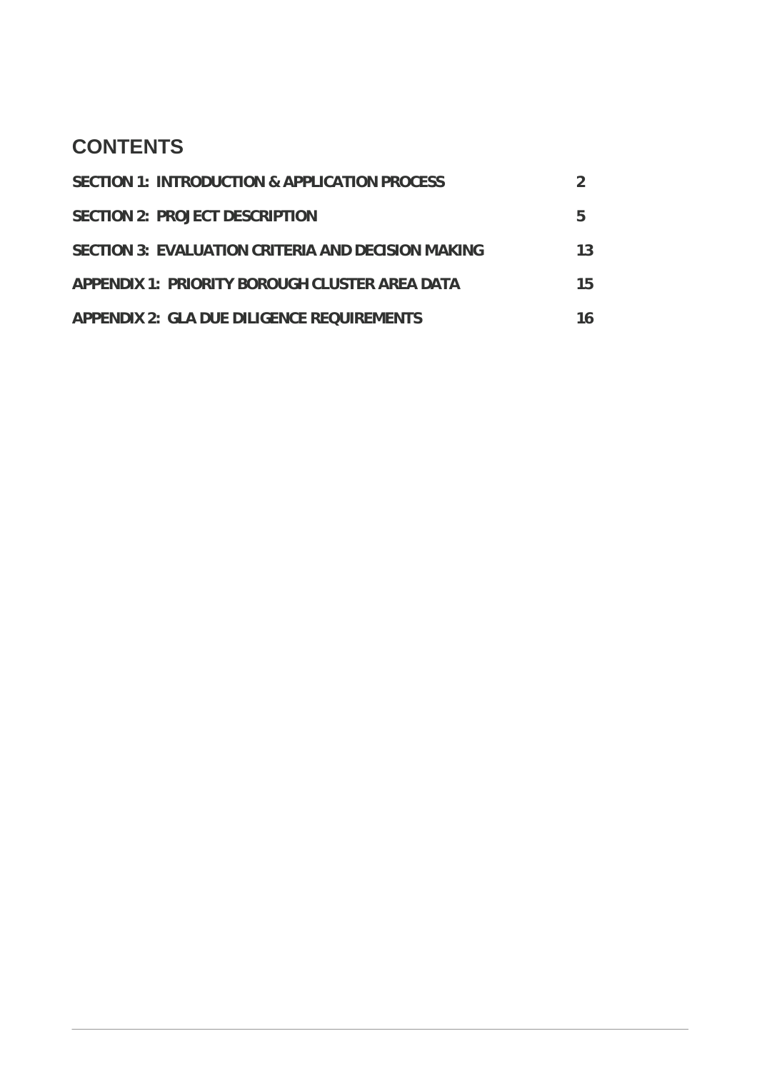## CONTENTS

| | |
|---|---|
| **SECTION 1: INTRODUCTION & APPLICATION PROCESS** | **2** |
| **SECTION 2: PROJECT DESCRIPTION** | **5** |
| **SECTION 3: EVALUATION CRITERIA AND DECISION MAKING** | **13** |
| **APPENDIX 1: PRIORITY BOROUGH CLUSTER AREA DATA** | **15** |
| **APPENDIX 2: GLA DUE DILIGENCE REQUIREMENTS** | **16** |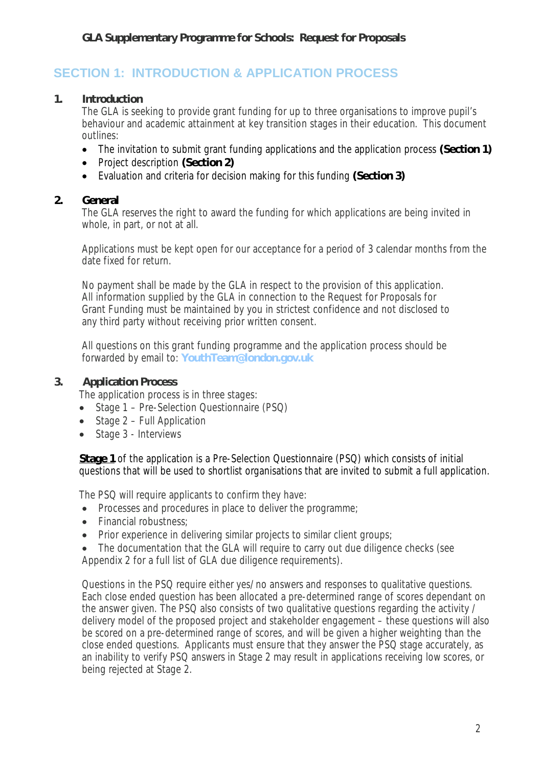## SECTION 1: INTRODUCTION & APPLICATION PROCESS

### 1. Introduction

The GLA is seeking to provide grant funding for up to three organisations to improve pupil's behaviour and academic attainment at key transition stages in their education. This document outlines:

- The invitation to submit grant funding applications and the application process **(Section 1)**
- Project description **(Section 2)**
- Evaluation and criteria for decision making for this funding **(Section 3)**

### 2. General

The GLA reserves the right to award the funding for which applications are being invited in whole, in part, or not at all.

Applications must be kept open for our acceptance for a period of 3 calendar months from the date fixed for return.

No payment shall be made by the GLA in respect to the provision of this application. All information supplied by the GLA in connection to the Request for Proposals for Grant Funding must be maintained by you in strictest confidence and not disclosed to any third party without receiving prior written consent.

All questions on this grant funding programme and the application process should be forwarded by email to: **YouthTeam@london.gov.uk**

### 3. Application Process

The application process is in three stages:

- Stage 1 – Pre-Selection Questionnaire (PSQ)
- Stage 2 – Full Application
- Stage 3 - Interviews

**Stage 1** of the application is a Pre-Selection Questionnaire (PSQ) which consists of initial questions that will be used to shortlist organisations that are invited to submit a full application.

The PSQ will require applicants to confirm they have:

- Processes and procedures in place to deliver the programme;
- Financial robustness;
- Prior experience in delivering similar projects to similar client groups;
- The documentation that the GLA will require to carry out due diligence checks (see Appendix 2 for a full list of GLA due diligence requirements).

Questions in the PSQ require either yes/no answers and responses to qualitative questions. Each close ended question has been allocated a pre-determined range of scores dependant on the answer given. The PSQ also consists of two qualitative questions regarding the activity / delivery model of the proposed project and stakeholder engagement – these questions will also be scored on a pre-determined range of scores, and will be given a higher weighting than the close ended questions. Applicants must ensure that they answer the PSQ stage accurately, as an inability to verify PSQ answers in Stage 2 may result in applications receiving low scores, or being rejected at Stage 2.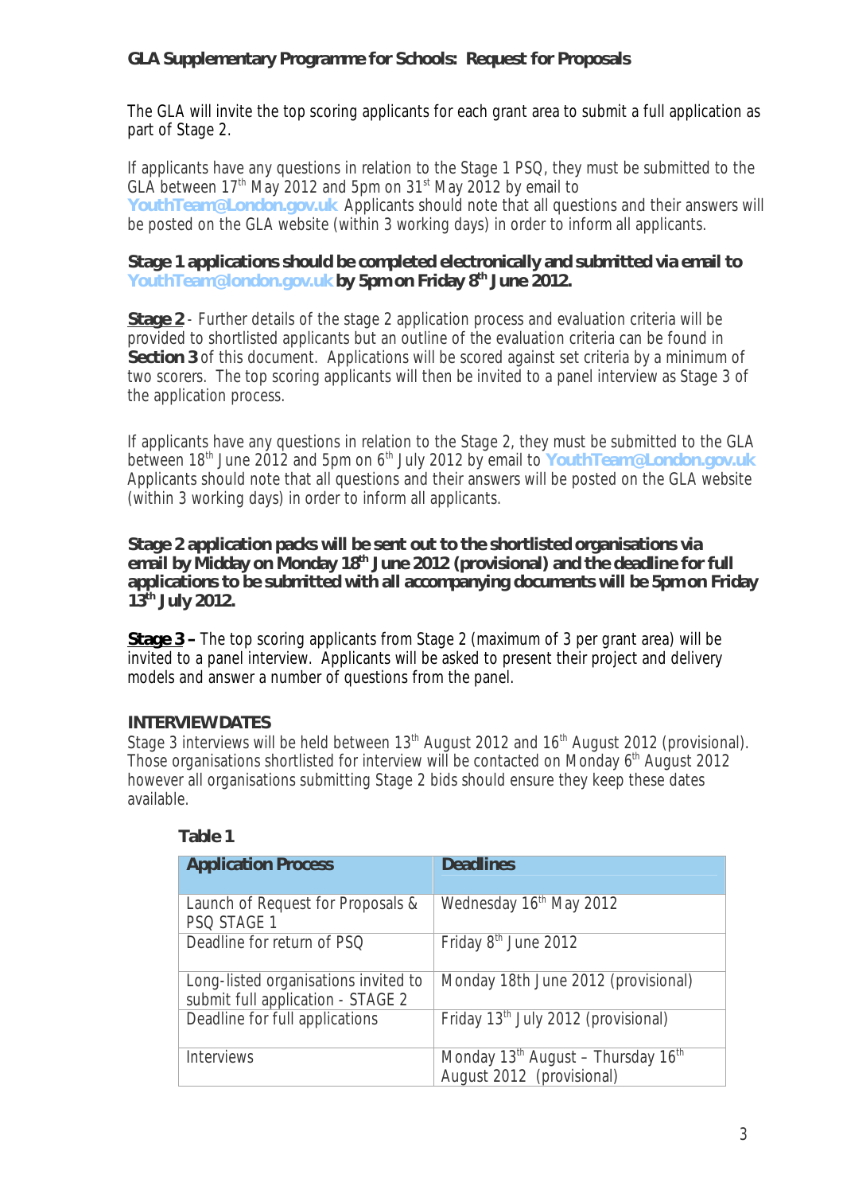The GLA will invite the top scoring applicants for each grant area to submit a full application as part of Stage 2.

If applicants have any questions in relation to the Stage 1 PSQ, they must be submitted to the GLA between 17th May 2012 and 5pm on 31st May 2012 by email to **YouthTeam@London.gov.uk** Applicants should note that all questions and their answers will be posted on the GLA website (within 3 working days) in order to inform all applicants.

**Stage 1 applications should be completed electronically and submitted via email to YouthTeam@london.gov.uk by 5pm on Friday 8th June 2012.**

**Stage 2** - Further details of the stage 2 application process and evaluation criteria will be provided to shortlisted applicants but an outline of the evaluation criteria can be found in **Section 3** of this document. Applications will be scored against set criteria by a minimum of two scorers. The top scoring applicants will then be invited to a panel interview as Stage 3 of the application process.

If applicants have any questions in relation to the Stage 2, they must be submitted to the GLA between 18th June 2012 and 5pm on 6th July 2012 by email to **YouthTeam@London.gov.uk** Applicants should note that all questions and their answers will be posted on the GLA website (within 3 working days) in order to inform all applicants.

**Stage 2 application packs will be sent out to the shortlisted organisations via email by Midday on Monday 18th June 2012 (provisional) and the deadline for full applications to be submitted with all accompanying documents will be 5pm on Friday 13th July 2012.**

**Stage 3 –** The top scoring applicants from Stage 2 (maximum of 3 per grant area) will be invited to a panel interview. Applicants will be asked to present their project and delivery models and answer a number of questions from the panel.

**INTERVIEW DATES**

Stage 3 interviews will be held between 13th August 2012 and 16th August 2012 (provisional). Those organisations shortlisted for interview will be contacted on Monday 6th August 2012 however all organisations submitting Stage 2 bids should ensure they keep these dates available.

**Table 1**

| Application Process | Deadlines |
|---|---|
| Launch of Request for Proposals & PSQ STAGE 1 | Wednesday 16th May 2012 |
| Deadline for return of PSQ | Friday 8th June 2012 |
| Long-listed organisations invited to submit full application - STAGE 2 | Monday 18th June 2012 (provisional) |
| Deadline for full applications | Friday 13th July 2012 (provisional) |
| Interviews | Monday 13th August – Thursday 16th August 2012 (provisional) |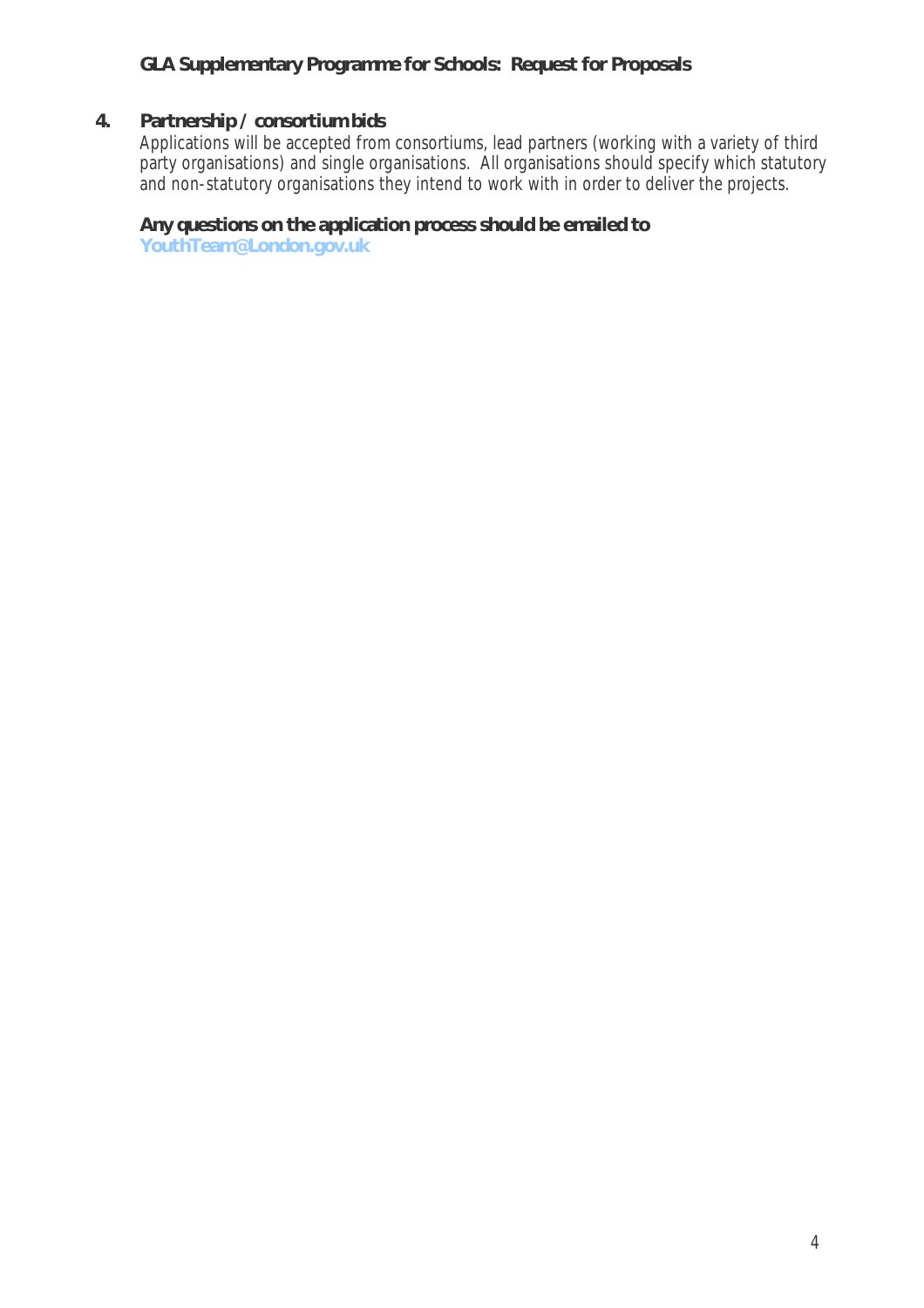## 4. Partnership / consortium bids

Applications will be accepted from consortiums, lead partners (working with a variety of third party organisations) and single organisations. All organisations should specify which statutory and non-statutory organisations they intend to work with in order to deliver the projects.

**Any questions on the application process should be emailed to YouthTeam@London.gov.uk**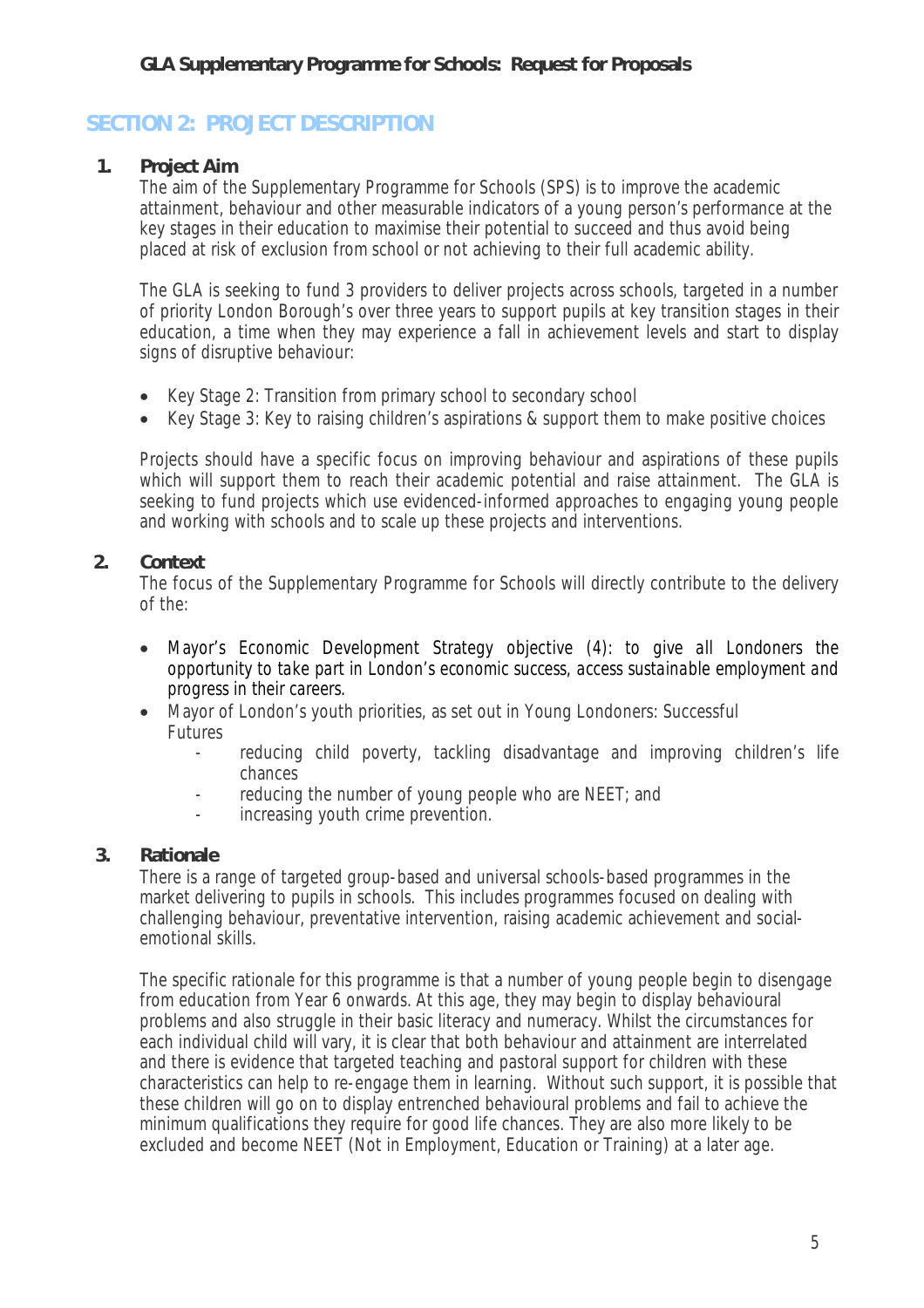## SECTION 2: PROJECT DESCRIPTION

### 1. Project Aim

The aim of the Supplementary Programme for Schools (SPS) is to improve the academic attainment, behaviour and other measurable indicators of a young person's performance at the key stages in their education to maximise their potential to succeed and thus avoid being placed at risk of exclusion from school or not achieving to their full academic ability.

The GLA is seeking to fund 3 providers to deliver projects across schools, targeted in a number of priority London Borough's over three years to support pupils at key transition stages in their education, a time when they may experience a fall in achievement levels and start to display signs of disruptive behaviour:

- Key Stage 2: Transition from primary school to secondary school
- Key Stage 3: Key to raising children's aspirations & support them to make positive choices

Projects should have a specific focus on improving behaviour and aspirations of these pupils which will support them to reach their academic potential and raise attainment. The GLA is seeking to fund projects which use evidenced-informed approaches to engaging young people and working with schools and to scale up these projects and interventions.

### 2. Context

The focus of the Supplementary Programme for Schools will directly contribute to the delivery of the:

- Mayor's Economic Development Strategy objective (4): *to give all Londoners the opportunity to take part in London's economic success, access sustainable employment and progress in their careers.*
- Mayor of London's youth priorities, as set out in Young Londoners: Successful Futures
  - reducing child poverty, tackling disadvantage and improving children's life chances
  - reducing the number of young people who are NEET; and
  - increasing youth crime prevention.

### 3. Rationale

There is a range of targeted group-based and universal schools-based programmes in the market delivering to pupils in schools. This includes programmes focused on dealing with challenging behaviour, preventative intervention, raising academic achievement and social-emotional skills.

The specific rationale for this programme is that a number of young people begin to disengage from education from Year 6 onwards. At this age, they may begin to display behavioural problems and also struggle in their basic literacy and numeracy. Whilst the circumstances for each individual child will vary, it is clear that both behaviour and attainment are interrelated and there is evidence that targeted teaching and pastoral support for children with these characteristics can help to re-engage them in learning. Without such support, it is possible that these children will go on to display entrenched behavioural problems and fail to achieve the minimum qualifications they require for good life chances. They are also more likely to be excluded and become NEET (Not in Employment, Education or Training) at a later age.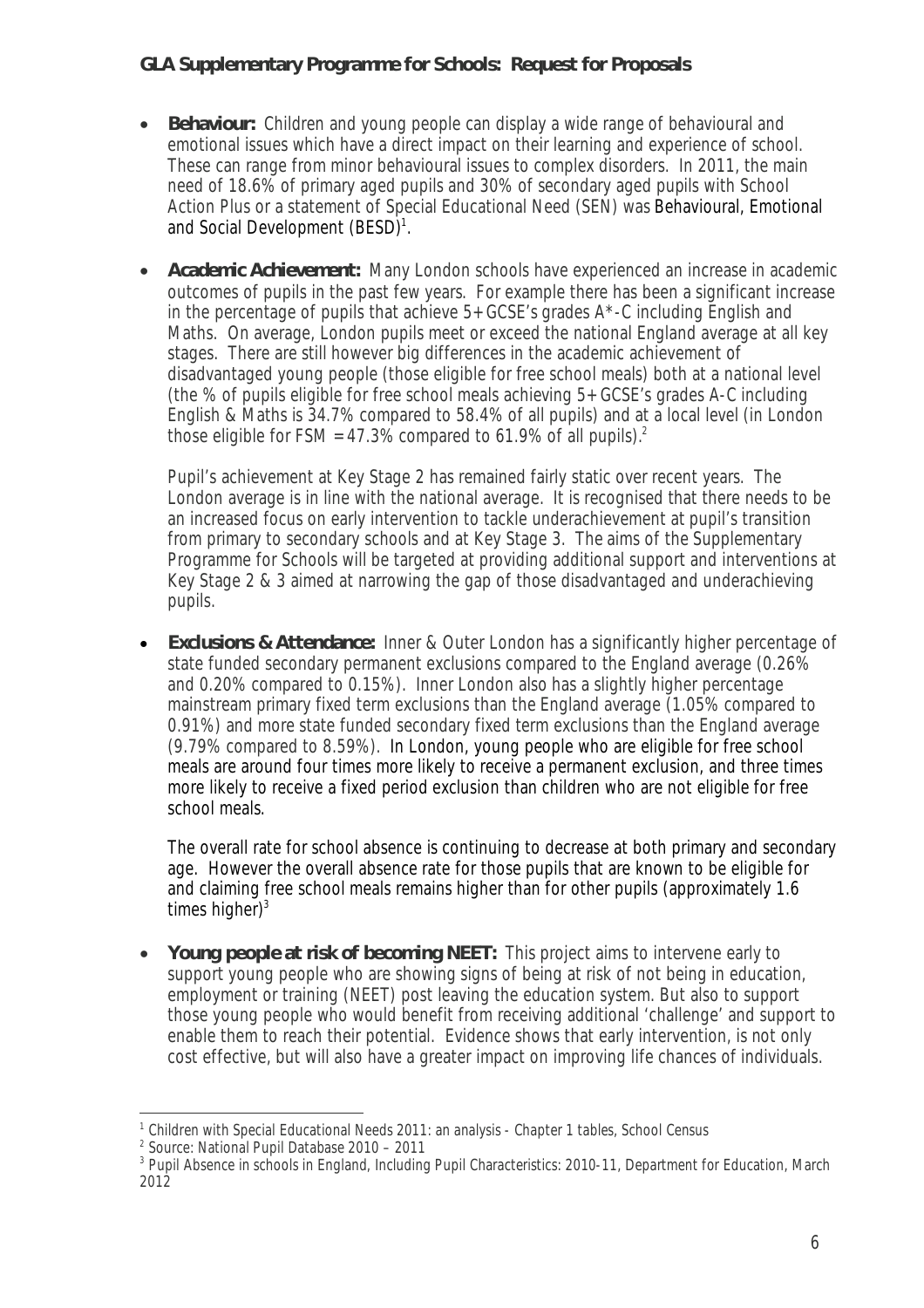- **Behaviour:** Children and young people can display a wide range of behavioural and emotional issues which have a direct impact on their learning and experience of school. These can range from minor behavioural issues to complex disorders. In 2011, the main need of 18.6% of primary aged pupils and 30% of secondary aged pupils with School Action Plus or a statement of Special Educational Need (SEN) was Behavioural, Emotional and Social Development (BESD)[1].

- **Academic Achievement:** Many London schools have experienced an increase in academic outcomes of pupils in the past few years. For example there has been a significant increase in the percentage of pupils that achieve 5+ GCSE's grades A*-C including English and Maths. On average, London pupils meet or exceed the national England average at all key stages. There are still however big differences in the academic achievement of disadvantaged young people (those eligible for free school meals) both at a national level (the % of pupils eligible for free school meals achieving 5+ GCSE's grades A-C including English & Maths is 34.7% compared to 58.4% of all pupils) and at a local level (in London those eligible for FSM = 47.3% compared to 61.9% of all pupils).[2]

  Pupil's achievement at Key Stage 2 has remained fairly static over recent years. The London average is in line with the national average. It is recognised that there needs to be an increased focus on early intervention to tackle underachievement at pupil's transition from primary to secondary schools and at Key Stage 3. The aims of the Supplementary Programme for Schools will be targeted at providing additional support and interventions at Key Stage 2 & 3 aimed at narrowing the gap of those disadvantaged and underachieving pupils.

- **Exclusions & Attendance:** Inner & Outer London has a significantly higher percentage of state funded secondary permanent exclusions compared to the England average (0.26% and 0.20% compared to 0.15%). Inner London also has a slightly higher percentage mainstream primary fixed term exclusions than the England average (1.05% compared to 0.91%) and more state funded secondary fixed term exclusions than the England average (9.79% compared to 8.59%). In London, young people who are eligible for free school meals are around four times more likely to receive a permanent exclusion, and three times more likely to receive a fixed period exclusion than children who are not eligible for free school meals.

  The overall rate for school absence is continuing to decrease at both primary and secondary age. However the overall absence rate for those pupils that are known to be eligible for and claiming free school meals remains higher than for other pupils (approximately 1.6 times higher)[3]

- **Young people at risk of becoming NEET:** This project aims to intervene early to support young people who are showing signs of being at risk of not being in education, employment or training (NEET) post leaving the education system. But also to support those young people who would benefit from receiving additional 'challenge' and support to enable them to reach their potential. Evidence shows that early intervention, is not only cost effective, but will also have a greater impact on improving life chances of individuals.

---

[1] Children with Special Educational Needs 2011: an analysis - Chapter 1 tables, School Census

[2] Source: National Pupil Database 2010 – 2011

[3] Pupil Absence in schools in England, Including Pupil Characteristics: 2010-11, Department for Education, March 2012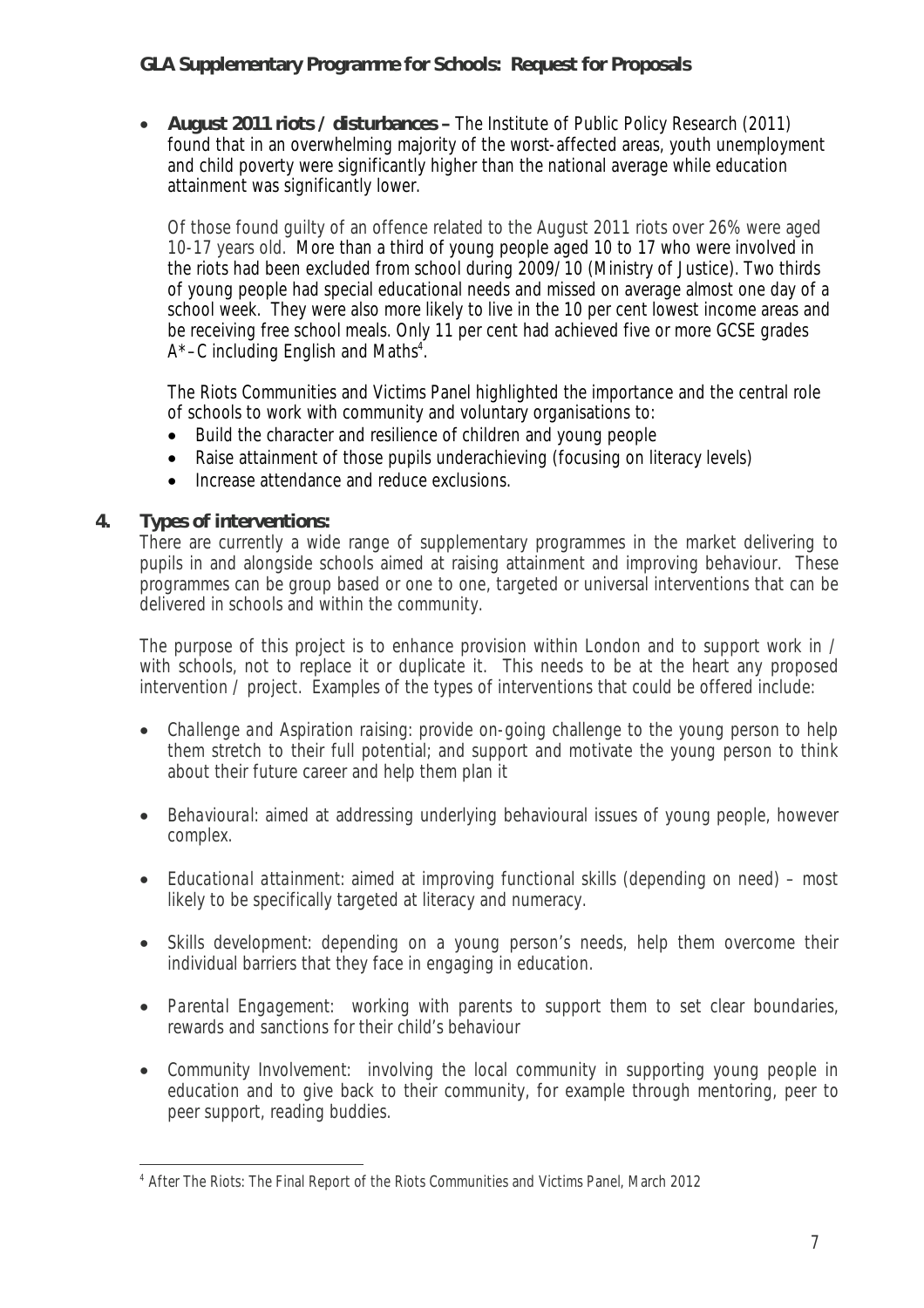- **August 2011 riots / disturbances –** The Institute of Public Policy Research (2011) found that in an overwhelming majority of the worst-affected areas, youth unemployment and child poverty were significantly higher than the national average while education attainment was significantly lower.

  Of those found guilty of an offence related to the August 2011 riots over 26% were aged 10-17 years old. More than a third of young people aged 10 to 17 who were involved in the riots had been excluded from school during 2009/10 (Ministry of Justice). Two thirds of young people had special educational needs and missed on average almost one day of a school week. They were also more likely to live in the 10 per cent lowest income areas and be receiving free school meals. Only 11 per cent had achieved five or more GCSE grades A*–C including English and Maths[4].

  The Riots Communities and Victims Panel highlighted the importance and the central role of schools to work with community and voluntary organisations to:
  - Build the character and resilience of children and young people
  - Raise attainment of those pupils underachieving (focusing on literacy levels)
  - Increase attendance and reduce exclusions.

## 4. Types of interventions:

There are currently a wide range of supplementary programmes in the market delivering to pupils in and alongside schools aimed at raising attainment and improving behaviour. These programmes can be group based or one to one, targeted or universal interventions that can be delivered in schools and within the community.

The purpose of this project is to enhance provision within London and to support work in / with schools, not to replace it or duplicate it. This needs to be at the heart any proposed intervention / project. Examples of the types of interventions that could be offered include:

- *Challenge and Aspiration raising*: provide on-going challenge to the young person to help them stretch to their full potential; and support and motivate the young person to think about their future career and help them plan it

- *Behavioural*: aimed at addressing underlying behavioural issues of young people, however complex.

- *Educational attainment*: aimed at improving functional skills (depending on need) – most likely to be specifically targeted at literacy and numeracy.

- *Skills development*: depending on a young person's needs, help them overcome their individual barriers that they face in engaging in education.

- *Parental Engagement*: working with parents to support them to set clear boundaries, rewards and sanctions for their child's behaviour

- *Community Involvement*: involving the local community in supporting young people in education and to give back to their community, for example through mentoring, peer to peer support, reading buddies.

---

[4] After The Riots: The Final Report of the Riots Communities and Victims Panel, March 2012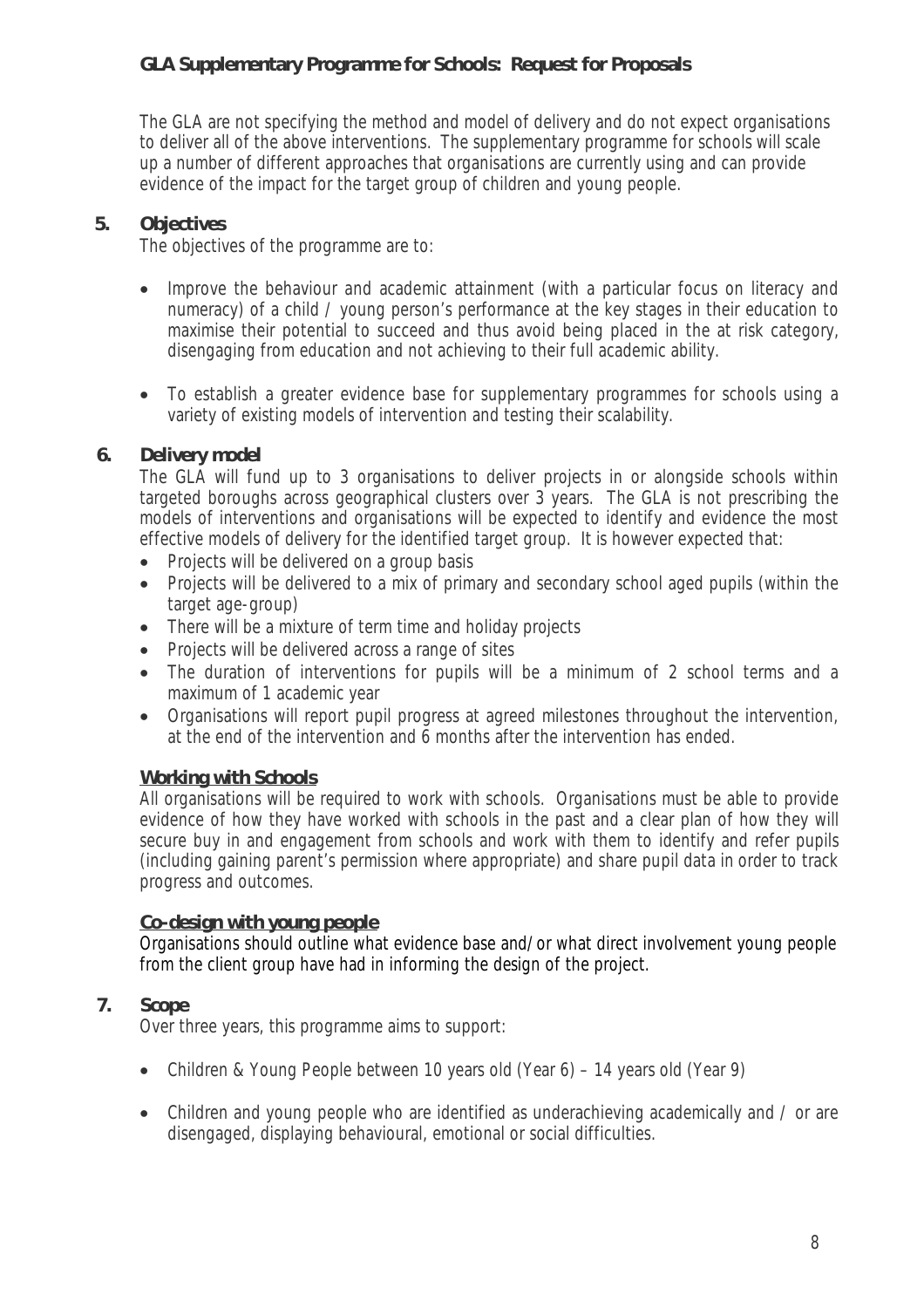The GLA are not specifying the method and model of delivery and do not expect organisations to deliver all of the above interventions. The supplementary programme for schools will scale up a number of different approaches that organisations are currently using and can provide evidence of the impact for the target group of children and young people.

## 5. Objectives

The objectives of the programme are to:

- Improve the behaviour and academic attainment (with a particular focus on literacy and numeracy) of a child / young person's performance at the key stages in their education to maximise their potential to succeed and thus avoid being placed in the at risk category, disengaging from education and not achieving to their full academic ability.
- To establish a greater evidence base for supplementary programmes for schools using a variety of existing models of intervention and testing their scalability.

## 6. Delivery model

The GLA will fund up to 3 organisations to deliver projects in or alongside schools within targeted boroughs across geographical clusters over 3 years. The GLA is not prescribing the models of interventions and organisations will be expected to identify and evidence the most effective models of delivery for the identified target group. It is however expected that:

- Projects will be delivered on a group basis
- Projects will be delivered to a mix of primary and secondary school aged pupils (within the target age-group)
- There will be a mixture of term time and holiday projects
- Projects will be delivered across a range of sites
- The duration of interventions for pupils will be a minimum of 2 school terms and a maximum of 1 academic year
- Organisations will report pupil progress at agreed milestones throughout the intervention, at the end of the intervention and 6 months after the intervention has ended.

### Working with Schools

All organisations will be required to work with schools. Organisations must be able to provide evidence of how they have worked with schools in the past and a clear plan of how they will secure buy in and engagement from schools and work with them to identify and refer pupils (including gaining parent's permission where appropriate) and share pupil data in order to track progress and outcomes.

### Co-design with young people

Organisations should outline what evidence base and/or what direct involvement young people from the client group have had in informing the design of the project.

## 7. Scope

Over three years, this programme aims to support:

- Children & Young People between 10 years old (Year 6) – 14 years old (Year 9)
- Children and young people who are identified as underachieving academically and / or are disengaged, displaying behavioural, emotional or social difficulties.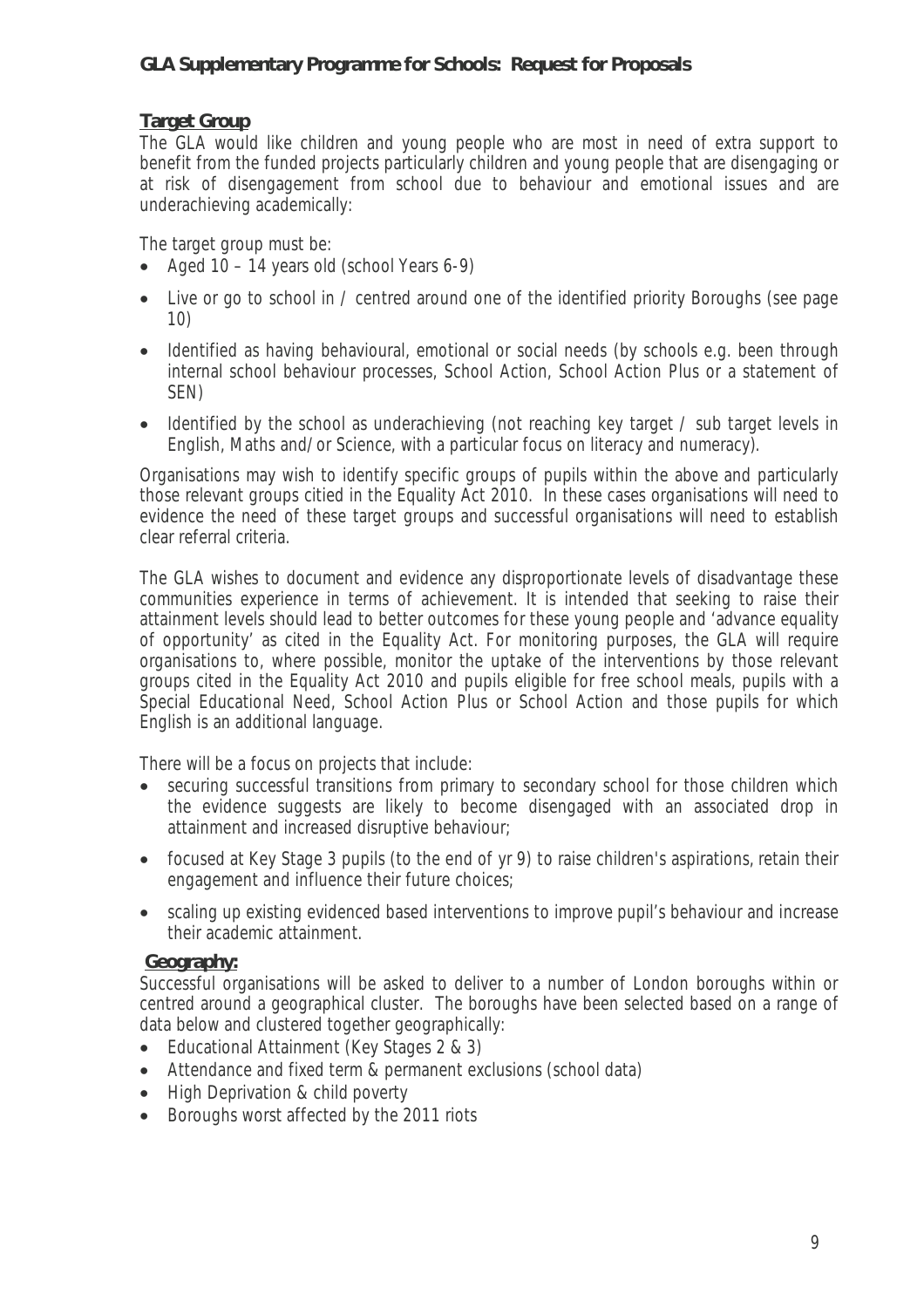## Target Group

The GLA would like children and young people who are most in need of extra support to benefit from the funded projects particularly children and young people that are disengaging or at risk of disengagement from school due to behaviour and emotional issues and are underachieving academically:

The target group must be:

- Aged 10 – 14 years old (school Years 6-9)
- Live or go to school in / centred around one of the identified priority Boroughs (see page 10)
- Identified as having behavioural, emotional or social needs (by schools e.g. been through internal school behaviour processes, School Action, School Action Plus or a statement of SEN)
- Identified by the school as underachieving (not reaching key target / sub target levels in English, Maths and/or Science, with a particular focus on literacy and numeracy).

Organisations may wish to identify specific groups of pupils within the above and particularly those relevant groups cited in the Equality Act 2010. In these cases organisations will need to evidence the need of these target groups and successful organisations will need to establish clear referral criteria.

The GLA wishes to document and evidence any disproportionate levels of disadvantage these communities experience in terms of achievement. It is intended that seeking to raise their attainment levels should lead to better outcomes for these young people and 'advance equality of opportunity' as cited in the Equality Act. For monitoring purposes, the GLA will require organisations to, where possible, monitor the uptake of the interventions by those relevant groups cited in the Equality Act 2010 and pupils eligible for free school meals, pupils with a Special Educational Need, School Action Plus or School Action and those pupils for which English is an additional language.

There will be a focus on projects that include:

- securing successful transitions from primary to secondary school for those children which the evidence suggests are likely to become disengaged with an associated drop in attainment and increased disruptive behaviour;
- focused at Key Stage 3 pupils (to the end of yr 9) to raise children's aspirations, retain their engagement and influence their future choices;
- scaling up existing evidenced based interventions to improve pupil's behaviour and increase their academic attainment.

## Geography:

Successful organisations will be asked to deliver to a number of London boroughs within or centred around a geographical cluster. The boroughs have been selected based on a range of data below and clustered together geographically:

- Educational Attainment (Key Stages 2 & 3)
- Attendance and fixed term & permanent exclusions (school data)
- High Deprivation & child poverty
- Boroughs worst affected by the 2011 riots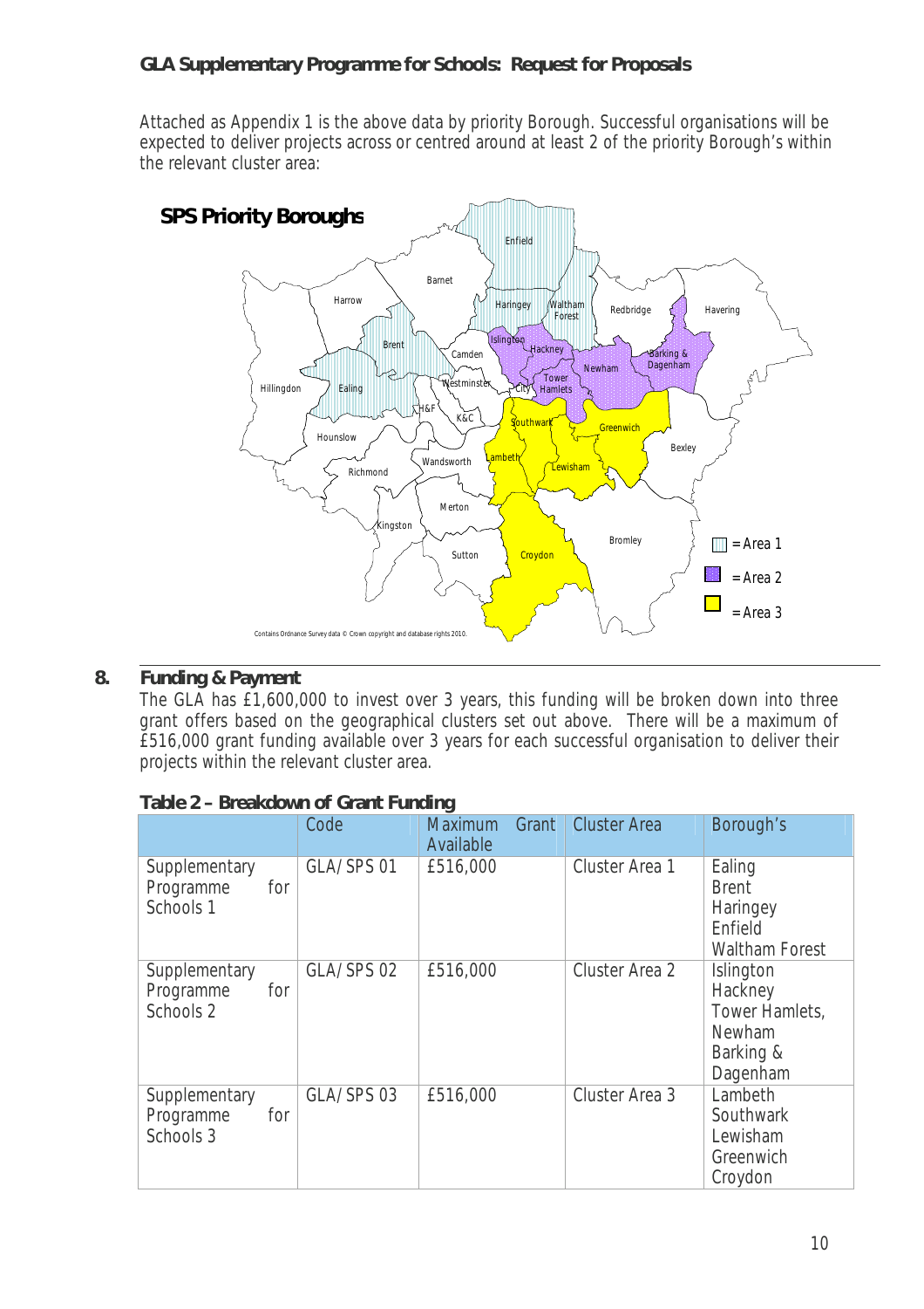Attached as Appendix 1 is the above data by priority Borough. Successful organisations will be expected to deliver projects across or centred around at least 2 of the priority Borough's within the relevant cluster area:

**SPS Priority Boroughs**

= Area 1
= Area 2
= Area 3

Contains Ordnance Survey data © Crown copyright and database rights 2010.

## 8. Funding & Payment

The GLA has £1,600,000 to invest over 3 years, this funding will be broken down into three grant offers based on the geographical clusters set out above. There will be a maximum of £516,000 grant funding available over 3 years for each successful organisation to deliver their projects within the relevant cluster area.

**Table 2 – Breakdown of Grant Funding**

| | Code | Maximum Grant Available | Cluster Area | Borough's |
|---|---|---|---|---|
| Supplementary Programme for Schools 1 | GLA/SPS 01 | £516,000 | Cluster Area 1 | Ealing<br>Brent<br>Haringey<br>Enfield<br>Waltham Forest |
| Supplementary Programme for Schools 2 | GLA/SPS 02 | £516,000 | Cluster Area 2 | Islington<br>Hackney<br>Tower Hamlets,<br>Newham<br>Barking & Dagenham |
| Supplementary Programme for Schools 3 | GLA/SPS 03 | £516,000 | Cluster Area 3 | Lambeth<br>Southwark<br>Lewisham<br>Greenwich<br>Croydon |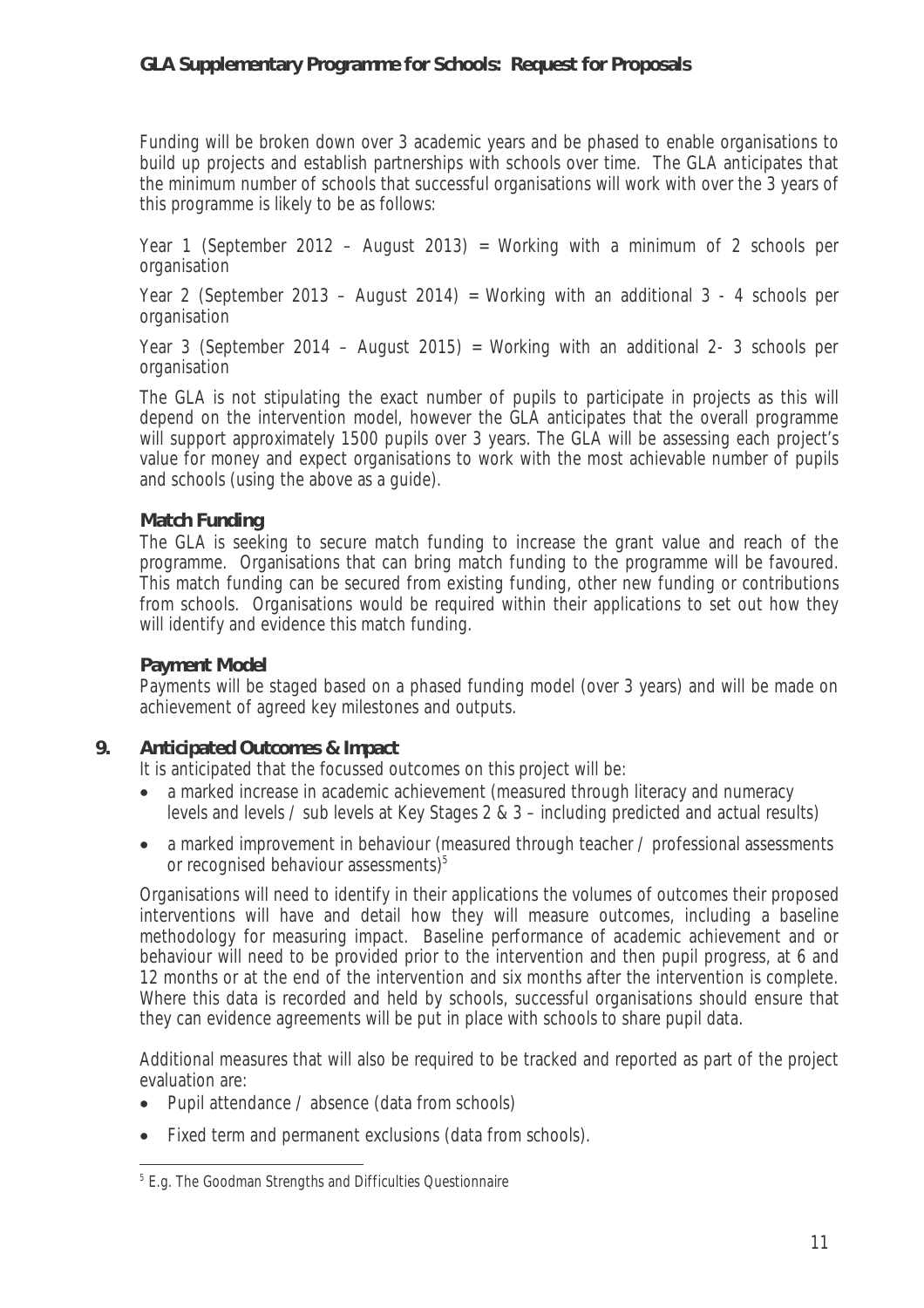Funding will be broken down over 3 academic years and be phased to enable organisations to build up projects and establish partnerships with schools over time. The GLA anticipates that the minimum number of schools that successful organisations will work with over the 3 years of this programme is likely to be as follows:

Year 1 (September 2012 – August 2013) = Working with a minimum of 2 schools per organisation

Year 2 (September 2013 – August 2014) = Working with an additional 3 - 4 schools per organisation

Year 3 (September 2014 – August 2015) = Working with an additional 2- 3 schools per organisation

The GLA is not stipulating the exact number of pupils to participate in projects as this will depend on the intervention model, however the GLA anticipates that the overall programme will support approximately 1500 pupils over 3 years. The GLA will be assessing each project's value for money and expect organisations to work with the most achievable number of pupils and schools (using the above as a guide).

### Match Funding

The GLA is seeking to secure match funding to increase the grant value and reach of the programme. Organisations that can bring match funding to the programme will be favoured. This match funding can be secured from existing funding, other new funding or contributions from schools. Organisations would be required within their applications to set out how they will identify and evidence this match funding.

### Payment Model

Payments will be staged based on a phased funding model (over 3 years) and will be made on achievement of agreed key milestones and outputs.

## 9. Anticipated Outcomes & Impact

It is anticipated that the focussed outcomes on this project will be:

- a marked increase in academic achievement (measured through literacy and numeracy levels and levels / sub levels at Key Stages 2 & 3 – including predicted and actual results)
- a marked improvement in behaviour (measured through teacher / professional assessments or recognised behaviour assessments)[5]

Organisations will need to identify in their applications the volumes of outcomes their proposed interventions will have and detail how they will measure outcomes, including a baseline methodology for measuring impact. Baseline performance of academic achievement and or behaviour will need to be provided prior to the intervention and then pupil progress, at 6 and 12 months or at the end of the intervention and six months after the intervention is complete. Where this data is recorded and held by schools, successful organisations should ensure that they can evidence agreements will be put in place with schools to share pupil data.

Additional measures that will also be required to be tracked and reported as part of the project evaluation are:

- Pupil attendance / absence (data from schools)
- Fixed term and permanent exclusions (data from schools).

[5] E.g. The Goodman Strengths and Difficulties Questionnaire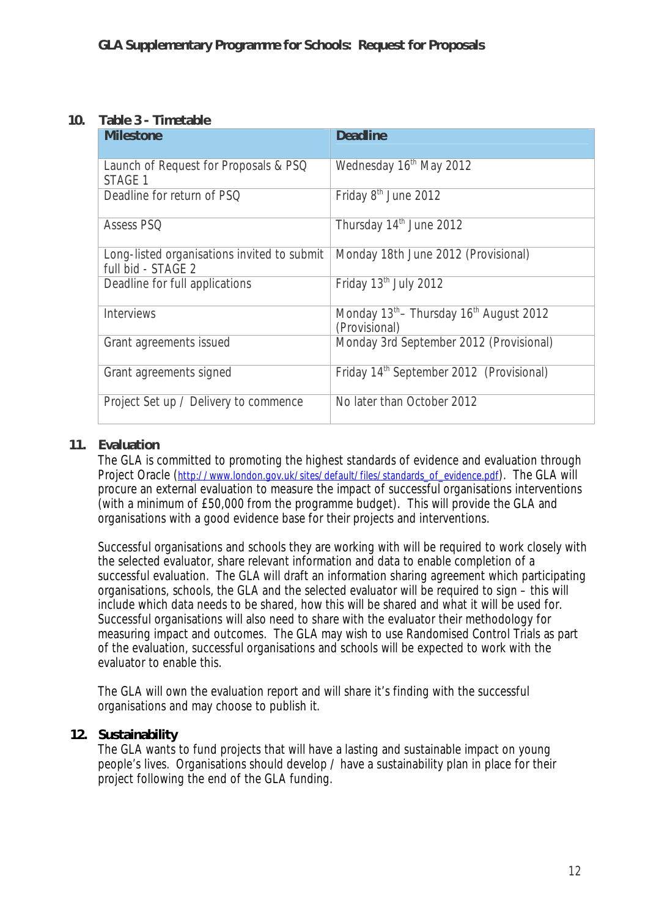## 10. Table 3 - Timetable

| Milestone | Deadline |
|---|---|
| Launch of Request for Proposals & PSQ STAGE 1 | Wednesday 16th May 2012 |
| Deadline for return of PSQ | Friday 8th June 2012 |
| Assess PSQ | Thursday 14th June 2012 |
| Long-listed organisations invited to submit full bid - STAGE 2 | Monday 18th June 2012 (Provisional) |
| Deadline for full applications | Friday 13th July 2012 |
| Interviews | Monday 13th– Thursday 16th August 2012 (Provisional) |
| Grant agreements issued | Monday 3rd September 2012 (Provisional) |
| Grant agreements signed | Friday 14th September 2012 (Provisional) |
| Project Set up / Delivery to commence | No later than October 2012 |

## 11. Evaluation

The GLA is committed to promoting the highest standards of evidence and evaluation through Project Oracle (http://www.london.gov.uk/sites/default/files/standards_of_evidence.pdf). The GLA will procure an external evaluation to measure the impact of successful organisations interventions (with a minimum of £50,000 from the programme budget). This will provide the GLA and organisations with a good evidence base for their projects and interventions.

Successful organisations and schools they are working with will be required to work closely with the selected evaluator, share relevant information and data to enable completion of a successful evaluation. The GLA will draft an information sharing agreement which participating organisations, schools, the GLA and the selected evaluator will be required to sign – this will include which data needs to be shared, how this will be shared and what it will be used for. Successful organisations will also need to share with the evaluator their methodology for measuring impact and outcomes. The GLA may wish to use Randomised Control Trials as part of the evaluation, successful organisations and schools will be expected to work with the evaluator to enable this.

The GLA will own the evaluation report and will share it's finding with the successful organisations and may choose to publish it.

## 12. Sustainability

The GLA wants to fund projects that will have a lasting and sustainable impact on young people's lives. Organisations should develop / have a sustainability plan in place for their project following the end of the GLA funding.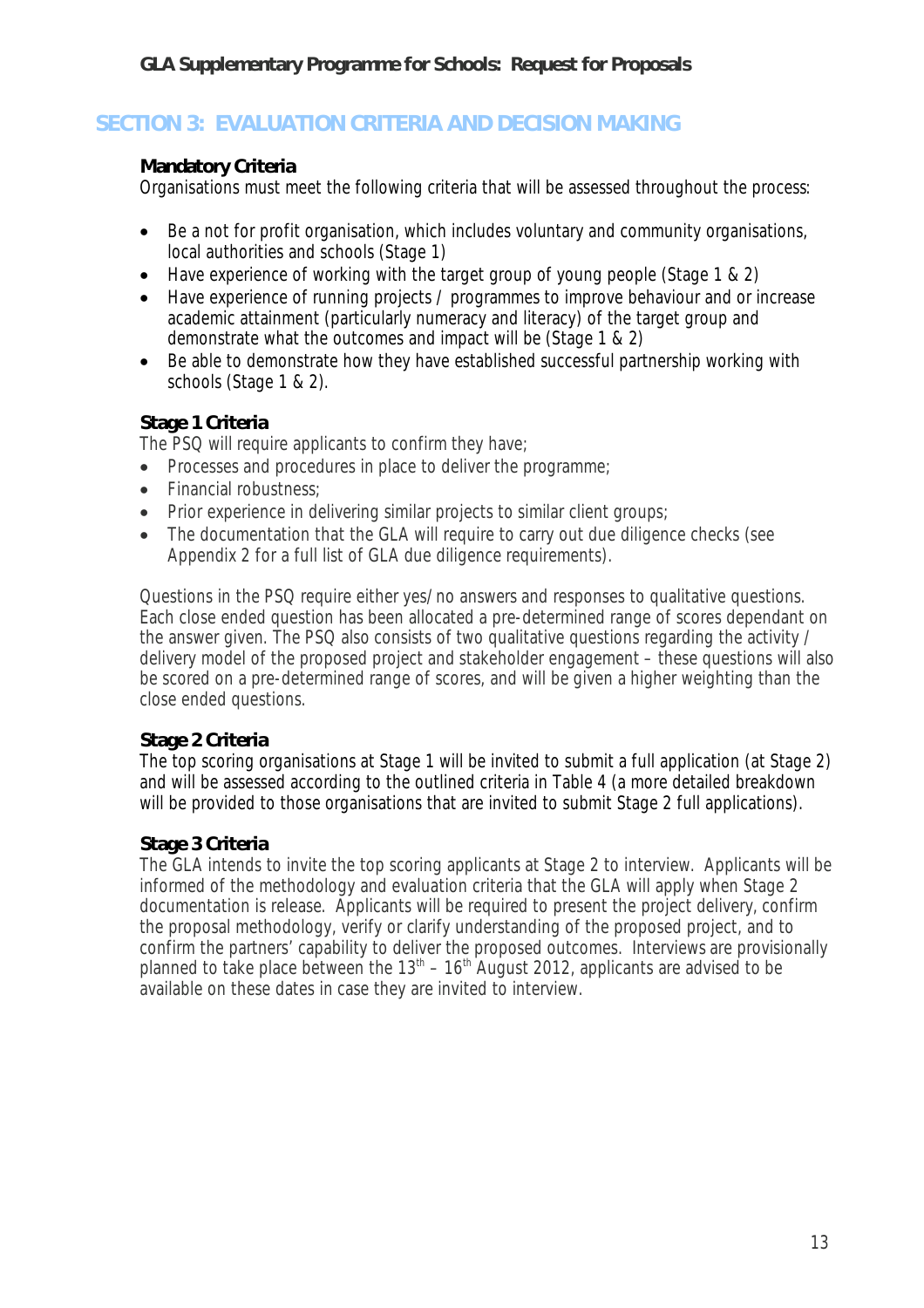## SECTION 3: EVALUATION CRITERIA AND DECISION MAKING

**Mandatory Criteria**

Organisations must meet the following criteria that will be assessed throughout the process:

- Be a not for profit organisation, which includes voluntary and community organisations, local authorities and schools (Stage 1)
- Have experience of working with the target group of young people (Stage 1 & 2)
- Have experience of running projects / programmes to improve behaviour and or increase academic attainment (particularly numeracy and literacy) of the target group and demonstrate what the outcomes and impact will be (Stage 1 & 2)
- Be able to demonstrate how they have established successful partnership working with schools (Stage 1 & 2).

**Stage 1 Criteria**

The PSQ will require applicants to confirm they have;

- Processes and procedures in place to deliver the programme;
- Financial robustness;
- Prior experience in delivering similar projects to similar client groups;
- The documentation that the GLA will require to carry out due diligence checks (see Appendix 2 for a full list of GLA due diligence requirements).

Questions in the PSQ require either yes/ no answers and responses to qualitative questions. Each close ended question has been allocated a pre-determined range of scores dependant on the answer given. The PSQ also consists of two qualitative questions regarding the activity / delivery model of the proposed project and stakeholder engagement – these questions will also be scored on a pre-determined range of scores, and will be given a higher weighting than the close ended questions.

**Stage 2 Criteria**

The top scoring organisations at Stage 1 will be invited to submit a full application (at Stage 2) and will be assessed according to the outlined criteria in Table 4 (a more detailed breakdown will be provided to those organisations that are invited to submit Stage 2 full applications).

**Stage 3 Criteria**

The GLA intends to invite the top scoring applicants at Stage 2 to interview. Applicants will be informed of the methodology and evaluation criteria that the GLA will apply when Stage 2 documentation is release. Applicants will be required to present the project delivery, confirm the proposal methodology, verify or clarify understanding of the proposed project, and to confirm the partners' capability to deliver the proposed outcomes. Interviews are provisionally planned to take place between the 13th – 16th August 2012, applicants are advised to be available on these dates in case they are invited to interview.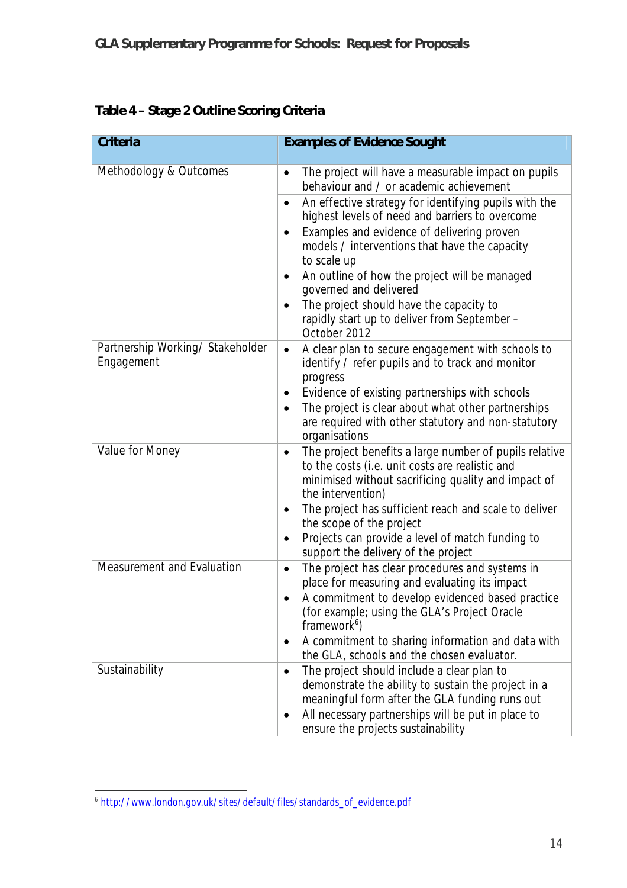**Table 4 – Stage 2 Outline Scoring Criteria**

| Criteria | Examples of Evidence Sought |
|---|---|
| Methodology & Outcomes | • The project will have a measurable impact on pupils behaviour and / or academic achievement<br>• An effective strategy for identifying pupils with the highest levels of need and barriers to overcome<br>• Examples and evidence of delivering proven models / interventions that have the capacity to scale up<br>• An outline of how the project will be managed governed and delivered<br>• The project should have the capacity to rapidly start up to deliver from September – October 2012 |
| Partnership Working/ Stakeholder Engagement | • A clear plan to secure engagement with schools to identify / refer pupils and to track and monitor progress<br>• Evidence of existing partnerships with schools<br>• The project is clear about what other partnerships are required with other statutory and non-statutory organisations |
| Value for Money | • The project benefits a large number of pupils relative to the costs (i.e. unit costs are realistic and minimised without sacrificing quality and impact of the intervention)<br>• The project has sufficient reach and scale to deliver the scope of the project<br>• Projects can provide a level of match funding to support the delivery of the project |
| Measurement and Evaluation | • The project has clear procedures and systems in place for measuring and evaluating its impact<br>• A commitment to develop evidenced based practice (for example; using the GLA's Project Oracle framework[6])<br>• A commitment to sharing information and data with the GLA, schools and the chosen evaluator. |
| Sustainability | • The project should include a clear plan to demonstrate the ability to sustain the project in a meaningful form after the GLA funding runs out<br>• All necessary partnerships will be put in place to ensure the projects sustainability |

[6] http://www.london.gov.uk/sites/default/files/standards_of_evidence.pdf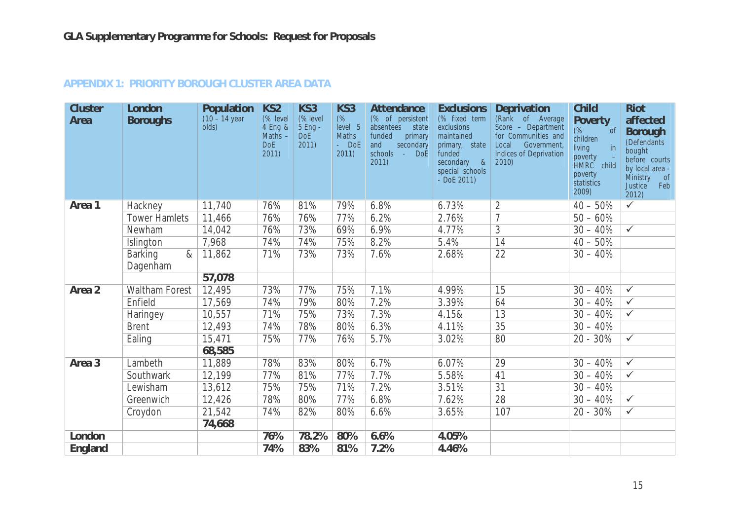## APPENDIX 1: PRIORITY BOROUGH CLUSTER AREA DATA

| Cluster Area | London Boroughs | Population (10 – 14 year olds) | KS2 (% level 4 Eng & Maths – DoE 2011) | KS3 (% level 5 Eng - DoE 2011) | KS3 (% level 5 Maths - DoE 2011) | Attendance (% of persistent absentees state funded primary and secondary schools - DoE 2011) | Exclusions (% fixed term exclusions maintained primary, state funded secondary & special schools - DoE 2011) | Deprivation (Rank of Average Score – Department for Communities and Local Government, Indices of Deprivation 2010) | Child Poverty (% of children living in poverty – HMRC child poverty statistics 2009) | Riot affected Borough (Defendants bought before courts by local area - Ministry of Justice Feb 2012) |
|---|---|---|---|---|---|---|---|---|---|---|
| **Area 1** | Hackney | 11,740 | 76% | 81% | 79% | 6.8% | 6.73% | 2 | 40 – 50% | ✓ |
| | Tower Hamlets | 11,466 | 76% | 76% | 77% | 6.2% | 2.76% | 7 | 50 – 60% | |
| | Newham | 14,042 | 76% | 73% | 69% | 6.9% | 4.77% | 3 | 30 – 40% | ✓ |
| | Islington | 7,968 | 74% | 74% | 75% | 8.2% | 5.4% | 14 | 40 – 50% | |
| | Barking & Dagenham | 11,862 | 71% | 73% | 73% | 7.6% | 2.68% | 22 | 30 – 40% | |
| | | **57,078** | | | | | | | | |
| **Area 2** | Waltham Forest | 12,495 | 73% | 77% | 75% | 7.1% | 4.99% | 15 | 30 – 40% | ✓ |
| | Enfield | 17,569 | 74% | 79% | 80% | 7.2% | 3.39% | 64 | 30 – 40% | ✓ |
| | Haringey | 10,557 | 71% | 75% | 73% | 7.3% | 4.15& | 13 | 30 – 40% | ✓ |
| | Brent | 12,493 | 74% | 78% | 80% | 6.3% | 4.11% | 35 | 30 – 40% | |
| | Ealing | 15,471 | 75% | 77% | 76% | 5.7% | 3.02% | 80 | 20 - 30% | ✓ |
| | | **68,585** | | | | | | | | |
| **Area 3** | Lambeth | 11,889 | 78% | 83% | 80% | 6.7% | 6.07% | 29 | 30 – 40% | ✓ |
| | Southwark | 12,199 | 77% | 81% | 77% | 7.7% | 5.58% | 41 | 30 – 40% | ✓ |
| | Lewisham | 13,612 | 75% | 75% | 71% | 7.2% | 3.51% | 31 | 30 – 40% | |
| | Greenwich | 12,426 | 78% | 80% | 77% | 6.8% | 7.62% | 28 | 30 – 40% | ✓ |
| | Croydon | 21,542 | 74% | 82% | 80% | 6.6% | 3.65% | 107 | 20 - 30% | ✓ |
| | | **74,668** | | | | | | | | |
| **London** | | | **76%** | **78.2%** | **80%** | **6.6%** | **4.05%** | | | |
| **England** | | | **74%** | **83%** | **81%** | **7.2%** | **4.46%** | | | |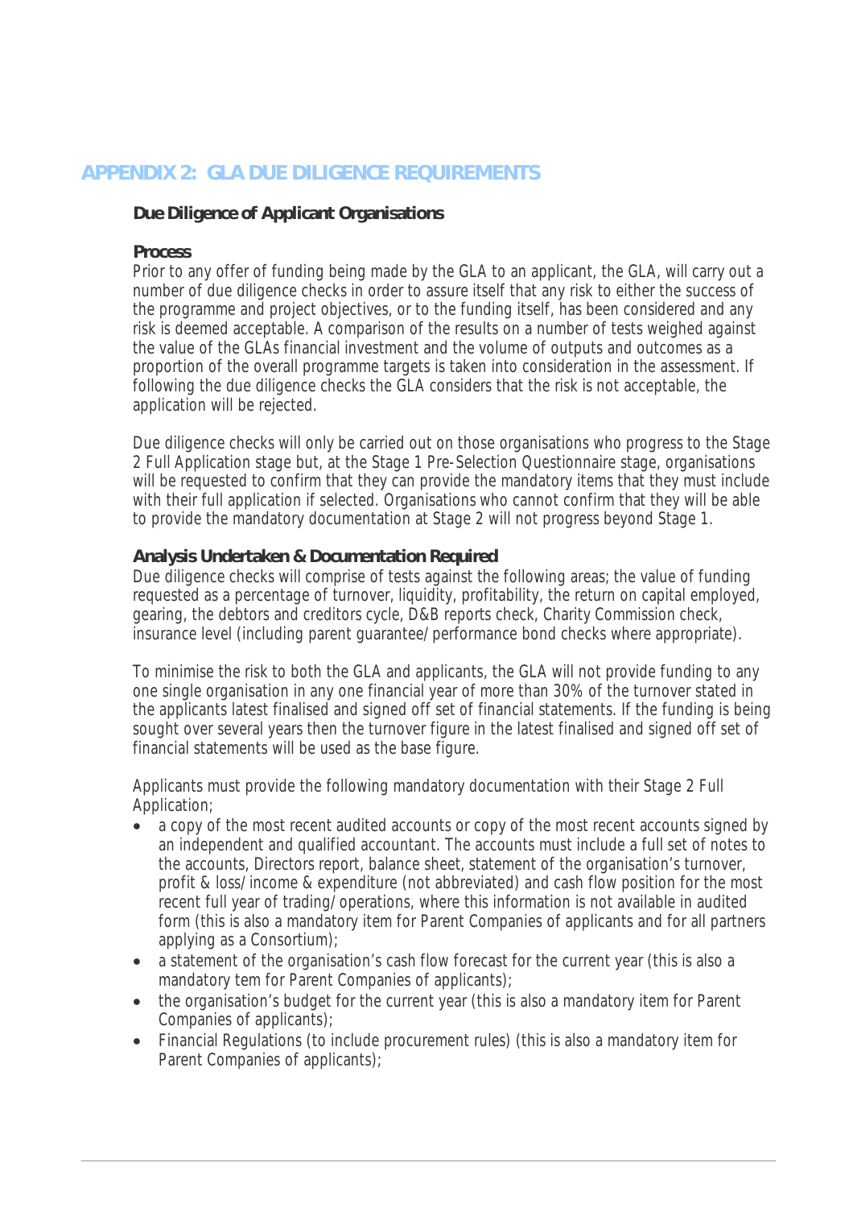# APPENDIX 2: GLA DUE DILIGENCE REQUIREMENTS

## Due Diligence of Applicant Organisations

### Process

Prior to any offer of funding being made by the GLA to an applicant, the GLA, will carry out a number of due diligence checks in order to assure itself that any risk to either the success of the programme and project objectives, or to the funding itself, has been considered and any risk is deemed acceptable. A comparison of the results on a number of tests weighed against the value of the GLAs financial investment and the volume of outputs and outcomes as a proportion of the overall programme targets is taken into consideration in the assessment. If following the due diligence checks the GLA considers that the risk is not acceptable, the application will be rejected.

Due diligence checks will only be carried out on those organisations who progress to the Stage 2 Full Application stage but, at the Stage 1 Pre-Selection Questionnaire stage, organisations will be requested to confirm that they can provide the mandatory items that they must include with their full application if selected. Organisations who cannot confirm that they will be able to provide the mandatory documentation at Stage 2 will not progress beyond Stage 1.

### Analysis Undertaken & Documentation Required

Due diligence checks will comprise of tests against the following areas; the value of funding requested as a percentage of turnover, liquidity, profitability, the return on capital employed, gearing, the debtors and creditors cycle, D&B reports check, Charity Commission check, insurance level (including parent guarantee/performance bond checks where appropriate).

To minimise the risk to both the GLA and applicants, the GLA will not provide funding to any one single organisation in any one financial year of more than 30% of the turnover stated in the applicants latest finalised and signed off set of financial statements. If the funding is being sought over several years then the turnover figure in the latest finalised and signed off set of financial statements will be used as the base figure.

Applicants must provide the following mandatory documentation with their Stage 2 Full Application;

- a copy of the most recent audited accounts or copy of the most recent accounts signed by an independent and qualified accountant. The accounts must include a full set of notes to the accounts, Directors report, balance sheet, statement of the organisation's turnover, profit & loss/income & expenditure (not abbreviated) and cash flow position for the most recent full year of trading/operations, where this information is not available in audited form (this is also a mandatory item for Parent Companies of applicants and for all partners applying as a Consortium);
- a statement of the organisation's cash flow forecast for the current year (this is also a mandatory tem for Parent Companies of applicants);
- the organisation's budget for the current year (this is also a mandatory item for Parent Companies of applicants);
- Financial Regulations (to include procurement rules) (this is also a mandatory item for Parent Companies of applicants);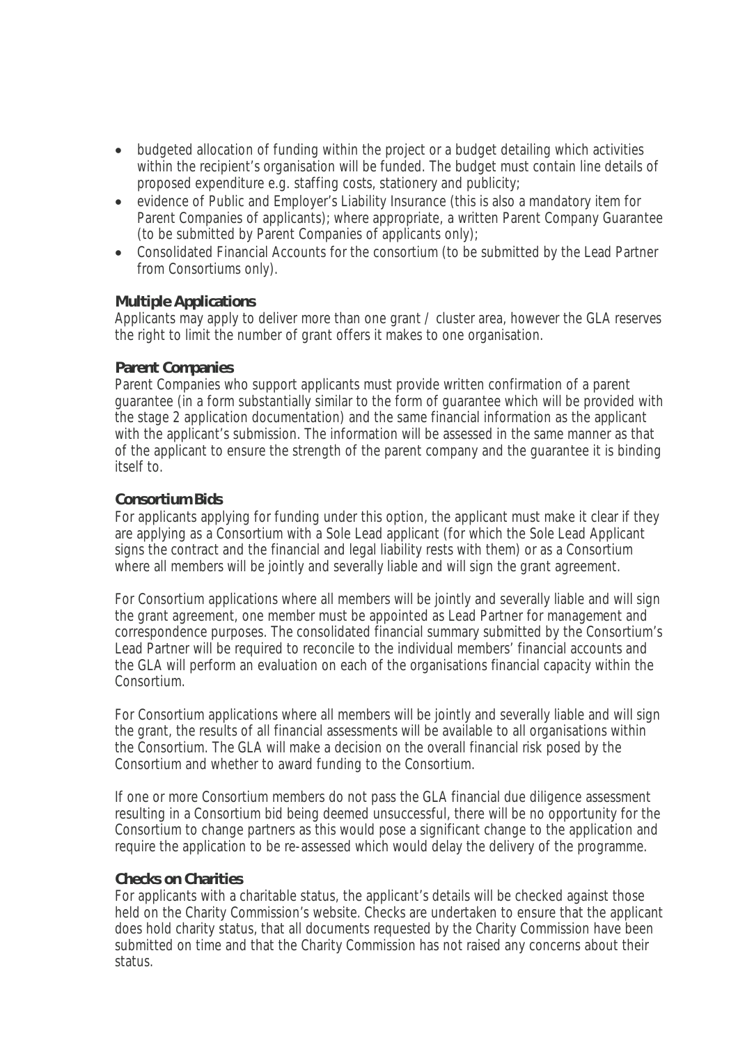- budgeted allocation of funding within the project or a budget detailing which activities within the recipient's organisation will be funded. The budget must contain line details of proposed expenditure e.g. staffing costs, stationery and publicity;
- evidence of Public and Employer's Liability Insurance (this is also a mandatory item for Parent Companies of applicants); where appropriate, a written Parent Company Guarantee (to be submitted by Parent Companies of applicants only);
- Consolidated Financial Accounts for the consortium (to be submitted by the Lead Partner from Consortiums only).

**Multiple Applications**

Applicants may apply to deliver more than one grant / cluster area, however the GLA reserves the right to limit the number of grant offers it makes to one organisation.

**Parent Companies**

Parent Companies who support applicants must provide written confirmation of a parent guarantee (in a form substantially similar to the form of guarantee which will be provided with the stage 2 application documentation) and the same financial information as the applicant with the applicant's submission. The information will be assessed in the same manner as that of the applicant to ensure the strength of the parent company and the guarantee it is binding itself to.

**Consortium Bids**

For applicants applying for funding under this option, the applicant must make it clear if they are applying as a Consortium with a Sole Lead applicant (for which the Sole Lead Applicant signs the contract and the financial and legal liability rests with them) or as a Consortium where all members will be jointly and severally liable and will sign the grant agreement.

For Consortium applications where all members will be jointly and severally liable and will sign the grant agreement, one member must be appointed as Lead Partner for management and correspondence purposes. The consolidated financial summary submitted by the Consortium's Lead Partner will be required to reconcile to the individual members' financial accounts and the GLA will perform an evaluation on each of the organisations financial capacity within the Consortium.

For Consortium applications where all members will be jointly and severally liable and will sign the grant, the results of all financial assessments will be available to all organisations within the Consortium. The GLA will make a decision on the overall financial risk posed by the Consortium and whether to award funding to the Consortium.

If one or more Consortium members do not pass the GLA financial due diligence assessment resulting in a Consortium bid being deemed unsuccessful, there will be no opportunity for the Consortium to change partners as this would pose a significant change to the application and require the application to be re-assessed which would delay the delivery of the programme.

**Checks on Charities**

For applicants with a charitable status, the applicant's details will be checked against those held on the Charity Commission's website. Checks are undertaken to ensure that the applicant does hold charity status, that all documents requested by the Charity Commission have been submitted on time and that the Charity Commission has not raised any concerns about their status.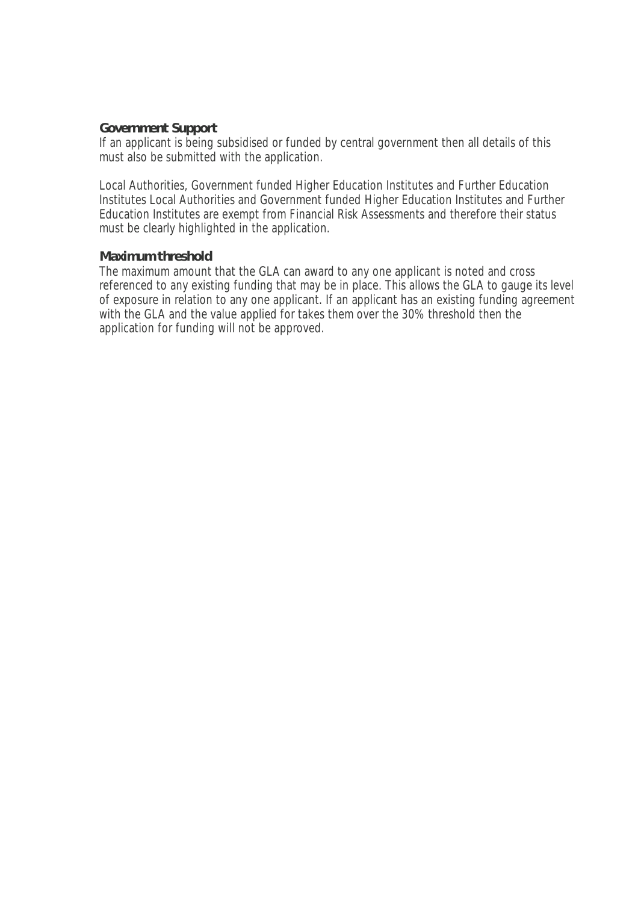### Government Support

If an applicant is being subsidised or funded by central government then all details of this must also be submitted with the application.

Local Authorities, Government funded Higher Education Institutes and Further Education Institutes Local Authorities and Government funded Higher Education Institutes and Further Education Institutes are exempt from Financial Risk Assessments and therefore their status must be clearly highlighted in the application.

### Maximum threshold

The maximum amount that the GLA can award to any one applicant is noted and cross referenced to any existing funding that may be in place. This allows the GLA to gauge its level of exposure in relation to any one applicant. If an applicant has an existing funding agreement with the GLA and the value applied for takes them over the 30% threshold then the application for funding will not be approved.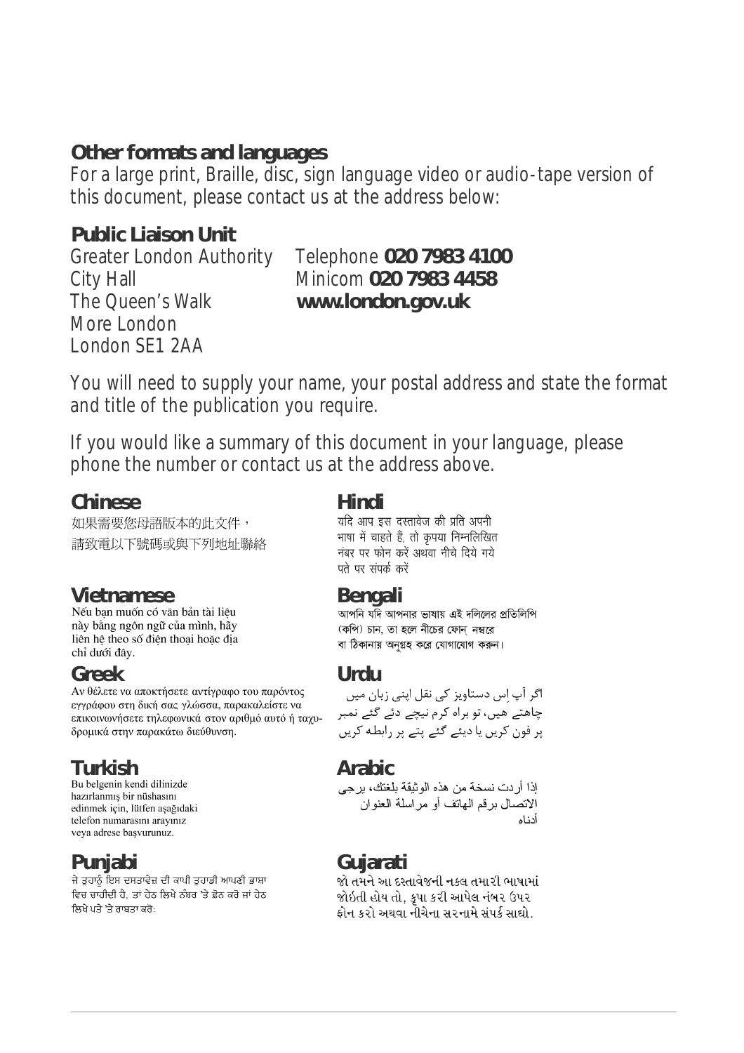## Other formats and languages

For a large print, Braille, disc, sign language video or audio-tape version of this document, please contact us at the address below:

**Public Liaison Unit**

Greater London Authority
City Hall
The Queen's Walk
More London
London SE1 2AA

Telephone **020 7983 4100**
Minicom **020 7983 4458**
**www.london.gov.uk**

You will need to supply your name, your postal address and state the format and title of the publication you require.

If you would like a summary of this document in your language, please phone the number or contact us at the address above.

### Chinese

如果需要您母語版本的此文件，
請致電以下號碼或與下列地址聯絡

### Vietnamese

Nếu bạn muốn có văn bản tài liệu này bằng ngôn ngữ của mình, hãy liên hệ theo số điện thoại hoặc địa chỉ dưới đây.

### Greek

Αν θέλετε να αποκτήσετε αντίγραφο του παρόντος εγγράφου στη δική σας γλώσσα, παρακαλείστε να επικοινωνήσετε τηλεφωνικά στον αριθμό αυτό ή ταχυδρομικά στην παρακάτω διεύθυνση.

### Turkish

Bu belgenin kendi dilinizde hazırlanmış bir nüshasını edinmek için, lütfen aşağıdaki telefon numarasını arayınız veya adrese başvurunuz.

### Punjabi

ਜੇ ਤੁਹਾਨੂੰ ਇਸ ਦਸਤਾਵੇਜ਼ ਦੀ ਕਾਪੀ ਤੁਹਾਡੀ ਆਪਣੀ ਭਾਸ਼ਾ ਵਿਚ ਚਾਹੀਦੀ ਹੈ, ਤਾਂ ਹੇਠ ਲਿਖੇ ਨੰਬਰ 'ਤੇ ਫ਼ੋਨ ਕਰੋ ਜਾਂ ਹੇਠ ਲਿਖੇ ਪਤੇ 'ਤੇ ਰਾਬਤਾ ਕਰੋ:

### Hindi

यदि आप इस दस्तावेज की प्रति अपनी भाषा में चाहते हैं, तो कृपया निम्नलिखित नंबर पर फोन करें अथवा नीचे दिये गये पते पर संपर्क करें

### Bengali

আপনি যদি আপনার ভাষায় এই দলিলের প্রতিলিপি (কপি) চান, তা হলে নীচের ফোন্ নম্বরে বা ঠিকানায় অনুগ্রহ করে যোগাযোগ করুন।

### Urdu

اگر آپ اِس دستاویز کی نقل اپنی زبان میں چاہتے ہیں، تو براہ کرم نیچے دئے گئے نمبر پر فون کریں یا دیئے گئے پتے پر رابطہ کریں

### Arabic

إذا أردت نسخة من هذه الوثيقة بلغتك، يرجى الاتصال برقم الهاتف أو مراسلة العنوان أدناه

### Gujarati

જો તમને આ દસ્તાવેજની નકલ તમારી ભાષામાં જોઇતી હોય તો, કૃપા કરી આપેલ નંબર ઉપર ફોન કરો અથવા નીચેના સરનામે સંપર્ક સાઘો.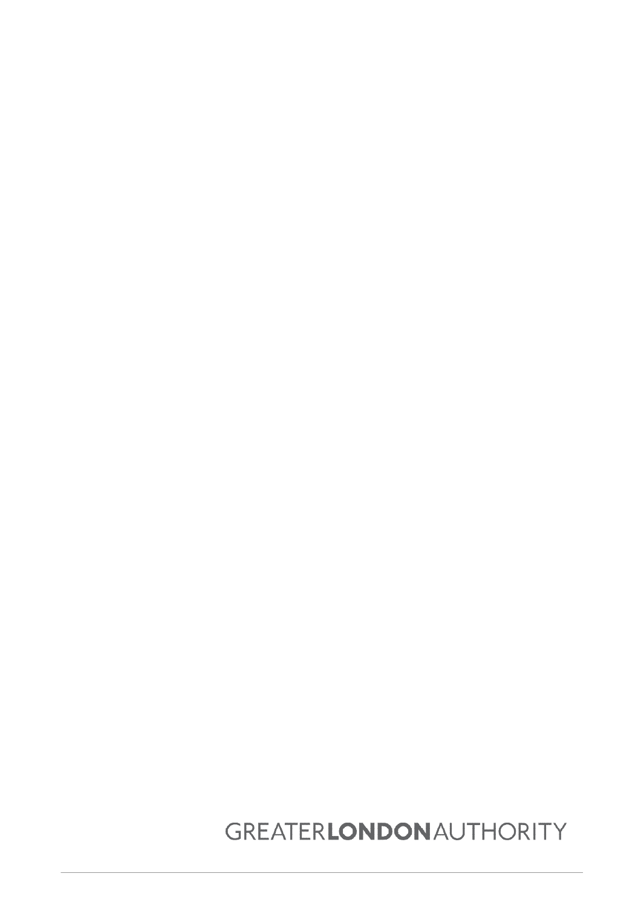GREATER**LONDON**AUTHORITY